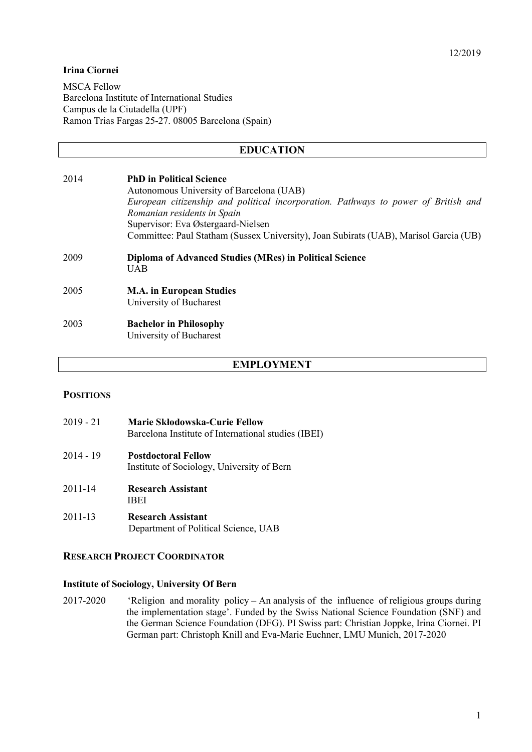12/2019

**Irina Ciornei**

MSCA Fellow
Barcelona Institute of International Studies
Campus de la Ciutadella (UPF)
Ramon Trias Fargas 25-27. 08005 Barcelona (Spain)

## EDUCATION

2014 **PhD in Political Science**
Autonomous University of Barcelona (UAB)
*European citizenship and political incorporation. Pathways to power of British and Romanian residents in Spain*
Supervisor: Eva Østergaard-Nielsen
Committee: Paul Statham (Sussex University), Joan Subirats (UAB), Marisol Garcia (UB)

2009 **Diploma of Advanced Studies (MRes) in Political Science**
UAB

2005 **M.A. in European Studies**
University of Bucharest

2003 **Bachelor in Philosophy**
University of Bucharest

## EMPLOYMENT

### POSITIONS

2019 - 21 **Marie Skłodowska-Curie Fellow**
Barcelona Institute of International studies (IBEI)

2014 - 19 **Postdoctoral Fellow**
Institute of Sociology, University of Bern

2011-14 **Research Assistant**
IBEI

2011-13 **Research Assistant**
Department of Political Science, UAB

### RESEARCH PROJECT COORDINATOR

**Institute of Sociology, University Of Bern**

2017-2020 'Religion and morality policy – An analysis of the influence of religious groups during the implementation stage'. Funded by the Swiss National Science Foundation (SNF) and the German Science Foundation (DFG). PI Swiss part: Christian Joppke, Irina Ciornei. PI German part: Christoph Knill and Eva-Marie Euchner, LMU Munich, 2017-2020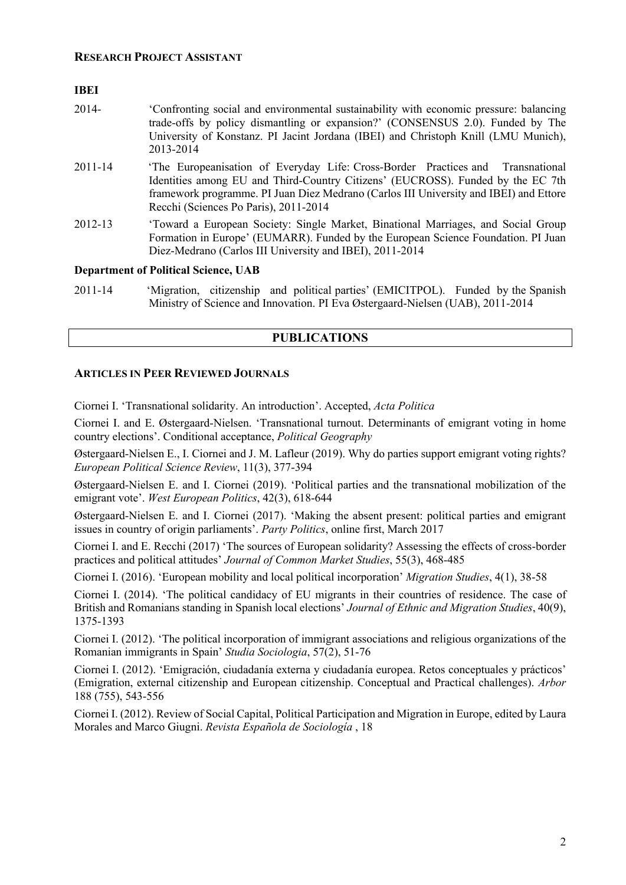### Research Project Assistant

**IBEI**

2014- 'Confronting social and environmental sustainability with economic pressure: balancing trade-offs by policy dismantling or expansion?' (CONSENSUS 2.0). Funded by The University of Konstanz. PI Jacint Jordana (IBEI) and Christoph Knill (LMU Munich), 2013-2014

2011-14 'The Europeanisation of Everyday Life: Cross-Border Practices and Transnational Identities among EU and Third-Country Citizens' (EUCROSS). Funded by the EC 7th framework programme. PI Juan Diez Medrano (Carlos III University and IBEI) and Ettore Recchi (Sciences Po Paris), 2011-2014

2012-13 'Toward a European Society: Single Market, Binational Marriages, and Social Group Formation in Europe' (EUMARR). Funded by the European Science Foundation. PI Juan Diez-Medrano (Carlos III University and IBEI), 2011-2014

**Department of Political Science, UAB**

2011-14 'Migration, citizenship and political parties' (EMICITPOL). Funded by the Spanish Ministry of Science and Innovation. PI Eva Østergaard-Nielsen (UAB), 2011-2014

## PUBLICATIONS

### Articles in Peer Reviewed Journals

Ciornei I. 'Transnational solidarity. An introduction'. Accepted, *Acta Politica*

Ciornei I. and E. Østergaard-Nielsen. 'Transnational turnout. Determinants of emigrant voting in home country elections'. Conditional acceptance, *Political Geography*

Østergaard-Nielsen E., I. Ciornei and J. M. Lafleur (2019). Why do parties support emigrant voting rights? *European Political Science Review*, 11(3), 377-394

Østergaard-Nielsen E. and I. Ciornei (2019). 'Political parties and the transnational mobilization of the emigrant vote'. *West European Politics*, 42(3), 618-644

Østergaard-Nielsen E. and I. Ciornei (2017). 'Making the absent present: political parties and emigrant issues in country of origin parliaments'. *Party Politics*, online first, March 2017

Ciornei I. and E. Recchi (2017) 'The sources of European solidarity? Assessing the effects of cross-border practices and political attitudes' *Journal of Common Market Studies*, 55(3), 468-485

Ciornei I. (2016). 'European mobility and local political incorporation' *Migration Studies*, 4(1), 38-58

Ciornei I. (2014). 'The political candidacy of EU migrants in their countries of residence. The case of British and Romanians standing in Spanish local elections' *Journal of Ethnic and Migration Studies*, 40(9), 1375-1393

Ciornei I. (2012). 'The political incorporation of immigrant associations and religious organizations of the Romanian immigrants in Spain' *Studia Sociologia*, 57(2), 51-76

Ciornei I. (2012). 'Emigración, ciudadanía externa y ciudadanía europea. Retos conceptuales y prácticos' (Emigration, external citizenship and European citizenship. Conceptual and Practical challenges). *Arbor* 188 (755), 543-556

Ciornei I. (2012). Review of Social Capital, Political Participation and Migration in Europe, edited by Laura Morales and Marco Giugni. *Revista Española de Sociología* , 18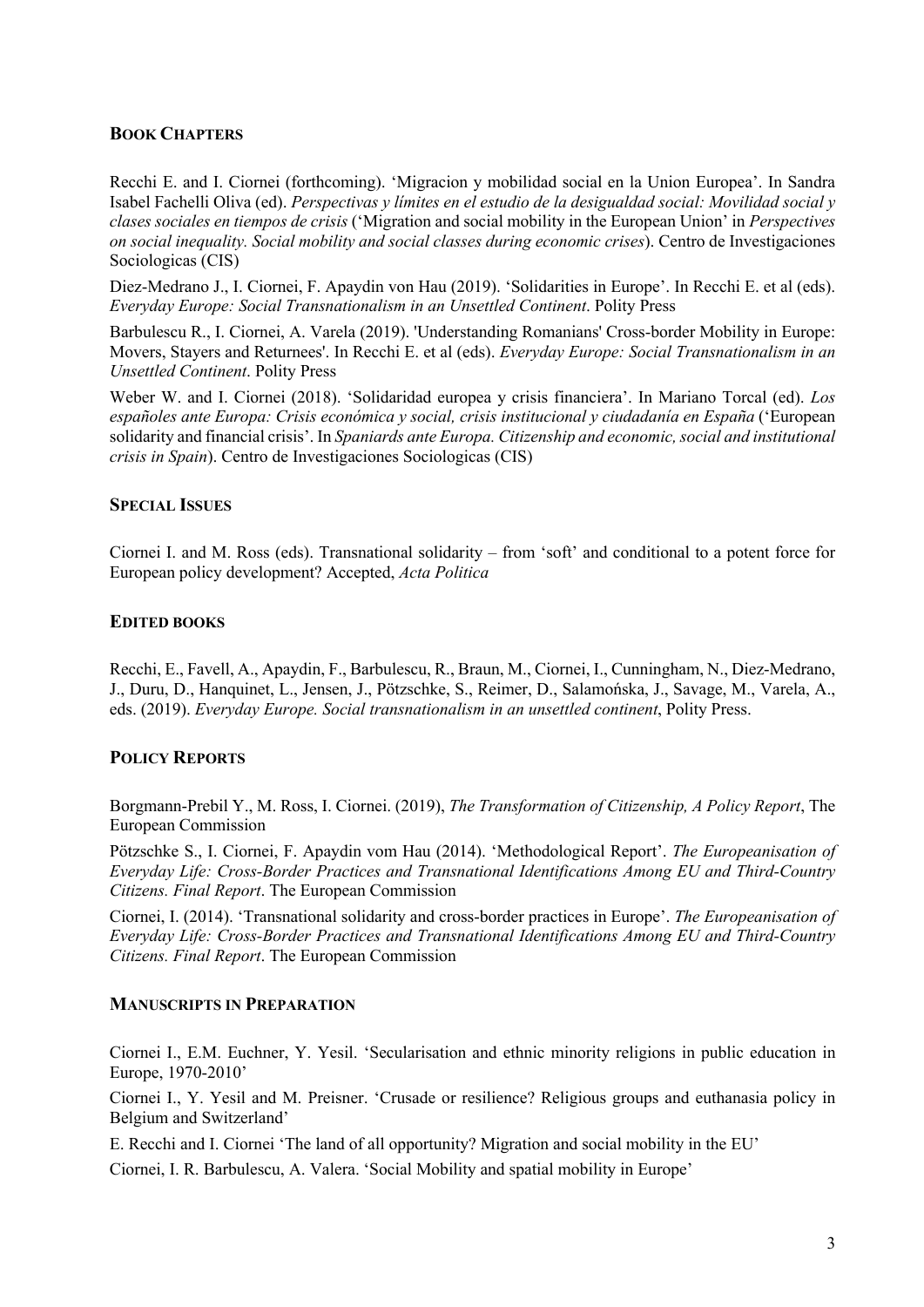## **Book Chapters**

Recchi E. and I. Ciornei (forthcoming). 'Migracion y mobilidad social en la Union Europea'. In Sandra Isabel Fachelli Oliva (ed). *Perspectivas y límites en el estudio de la desigualdad social: Movilidad social y clases sociales en tiempos de crisis* ('Migration and social mobility in the European Union' in *Perspectives on social inequality. Social mobility and social classes during economic crises*). Centro de Investigaciones Sociologicas (CIS)

Diez-Medrano J., I. Ciornei, F. Apaydin von Hau (2019). 'Solidarities in Europe'. In Recchi E. et al (eds). *Everyday Europe: Social Transnationalism in an Unsettled Continent*. Polity Press

Barbulescu R., I. Ciornei, A. Varela (2019). 'Understanding Romanians' Cross-border Mobility in Europe: Movers, Stayers and Returnees'. In Recchi E. et al (eds). *Everyday Europe: Social Transnationalism in an Unsettled Continent*. Polity Press

Weber W. and I. Ciornei (2018). 'Solidaridad europea y crisis financiera'. In Mariano Torcal (ed). *Los españoles ante Europa: Crisis económica y social, crisis institucional y ciudadanía en España* ('European solidarity and financial crisis'. In *Spaniards ante Europa. Citizenship and economic, social and institutional crisis in Spain*). Centro de Investigaciones Sociologicas (CIS)

## **Special Issues**

Ciornei I. and M. Ross (eds). Transnational solidarity – from 'soft' and conditional to a potent force for European policy development? Accepted, *Acta Politica*

## **Edited books**

Recchi, E., Favell, A., Apaydin, F., Barbulescu, R., Braun, M., Ciornei, I., Cunningham, N., Diez-Medrano, J., Duru, D., Hanquinet, L., Jensen, J., Pötzschke, S., Reimer, D., Salamońska, J., Savage, M., Varela, A., eds. (2019). *Everyday Europe. Social transnationalism in an unsettled continent*, Polity Press.

## **Policy Reports**

Borgmann-Prebil Y., M. Ross, I. Ciornei. (2019), *The Transformation of Citizenship, A Policy Report*, The European Commission

Pötzschke S., I. Ciornei, F. Apaydin vom Hau (2014). 'Methodological Report'. *The Europeanisation of Everyday Life: Cross-Border Practices and Transnational Identifications Among EU and Third-Country Citizens. Final Report*. The European Commission

Ciornei, I. (2014). 'Transnational solidarity and cross-border practices in Europe'. *The Europeanisation of Everyday Life: Cross-Border Practices and Transnational Identifications Among EU and Third-Country Citizens. Final Report*. The European Commission

## **Manuscripts in Preparation**

Ciornei I., E.M. Euchner, Y. Yesil. 'Secularisation and ethnic minority religions in public education in Europe, 1970-2010'

Ciornei I., Y. Yesil and M. Preisner. 'Crusade or resilience? Religious groups and euthanasia policy in Belgium and Switzerland'

E. Recchi and I. Ciornei 'The land of all opportunity? Migration and social mobility in the EU'

Ciornei, I. R. Barbulescu, A. Valera. 'Social Mobility and spatial mobility in Europe'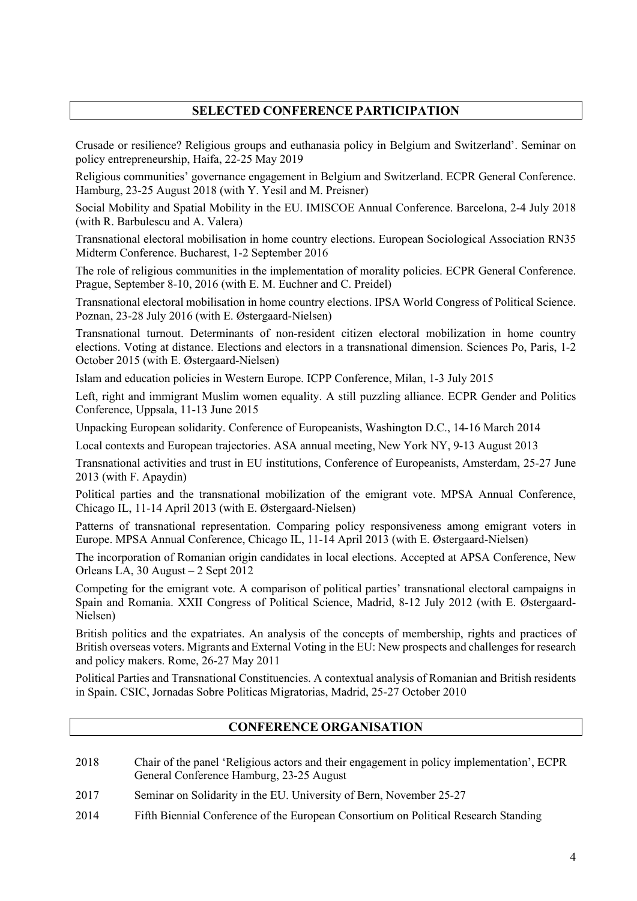## SELECTED CONFERENCE PARTICIPATION

Crusade or resilience? Religious groups and euthanasia policy in Belgium and Switzerland'. Seminar on policy entrepreneurship, Haifa, 22-25 May 2019

Religious communities' governance engagement in Belgium and Switzerland. ECPR General Conference. Hamburg, 23-25 August 2018 (with Y. Yesil and M. Preisner)

Social Mobility and Spatial Mobility in the EU. IMISCOE Annual Conference. Barcelona, 2-4 July 2018 (with R. Barbulescu and A. Valera)

Transnational electoral mobilisation in home country elections. European Sociological Association RN35 Midterm Conference. Bucharest, 1-2 September 2016

The role of religious communities in the implementation of morality policies. ECPR General Conference. Prague, September 8-10, 2016 (with E. M. Euchner and C. Preidel)

Transnational electoral mobilisation in home country elections. IPSA World Congress of Political Science. Poznan, 23-28 July 2016 (with E. Østergaard-Nielsen)

Transnational turnout. Determinants of non-resident citizen electoral mobilization in home country elections. Voting at distance. Elections and electors in a transnational dimension. Sciences Po, Paris, 1-2 October 2015 (with E. Østergaard-Nielsen)

Islam and education policies in Western Europe. ICPP Conference, Milan, 1-3 July 2015

Left, right and immigrant Muslim women equality. A still puzzling alliance. ECPR Gender and Politics Conference, Uppsala, 11-13 June 2015

Unpacking European solidarity. Conference of Europeanists, Washington D.C., 14-16 March 2014

Local contexts and European trajectories. ASA annual meeting, New York NY, 9-13 August 2013

Transnational activities and trust in EU institutions, Conference of Europeanists, Amsterdam, 25-27 June 2013 (with F. Apaydin)

Political parties and the transnational mobilization of the emigrant vote. MPSA Annual Conference, Chicago IL, 11-14 April 2013 (with E. Østergaard-Nielsen)

Patterns of transnational representation. Comparing policy responsiveness among emigrant voters in Europe. MPSA Annual Conference, Chicago IL, 11-14 April 2013 (with E. Østergaard-Nielsen)

The incorporation of Romanian origin candidates in local elections. Accepted at APSA Conference, New Orleans LA, 30 August – 2 Sept 2012

Competing for the emigrant vote. A comparison of political parties' transnational electoral campaigns in Spain and Romania. XXII Congress of Political Science, Madrid, 8-12 July 2012 (with E. Østergaard-Nielsen)

British politics and the expatriates. An analysis of the concepts of membership, rights and practices of British overseas voters. Migrants and External Voting in the EU: New prospects and challenges for research and policy makers. Rome, 26-27 May 2011

Political Parties and Transnational Constituencies. A contextual analysis of Romanian and British residents in Spain. CSIC, Jornadas Sobre Politicas Migratorias, Madrid, 25-27 October 2010

## CONFERENCE ORGANISATION

2018 Chair of the panel 'Religious actors and their engagement in policy implementation', ECPR General Conference Hamburg, 23-25 August

2017 Seminar on Solidarity in the EU. University of Bern, November 25-27

2014 Fifth Biennial Conference of the European Consortium on Political Research Standing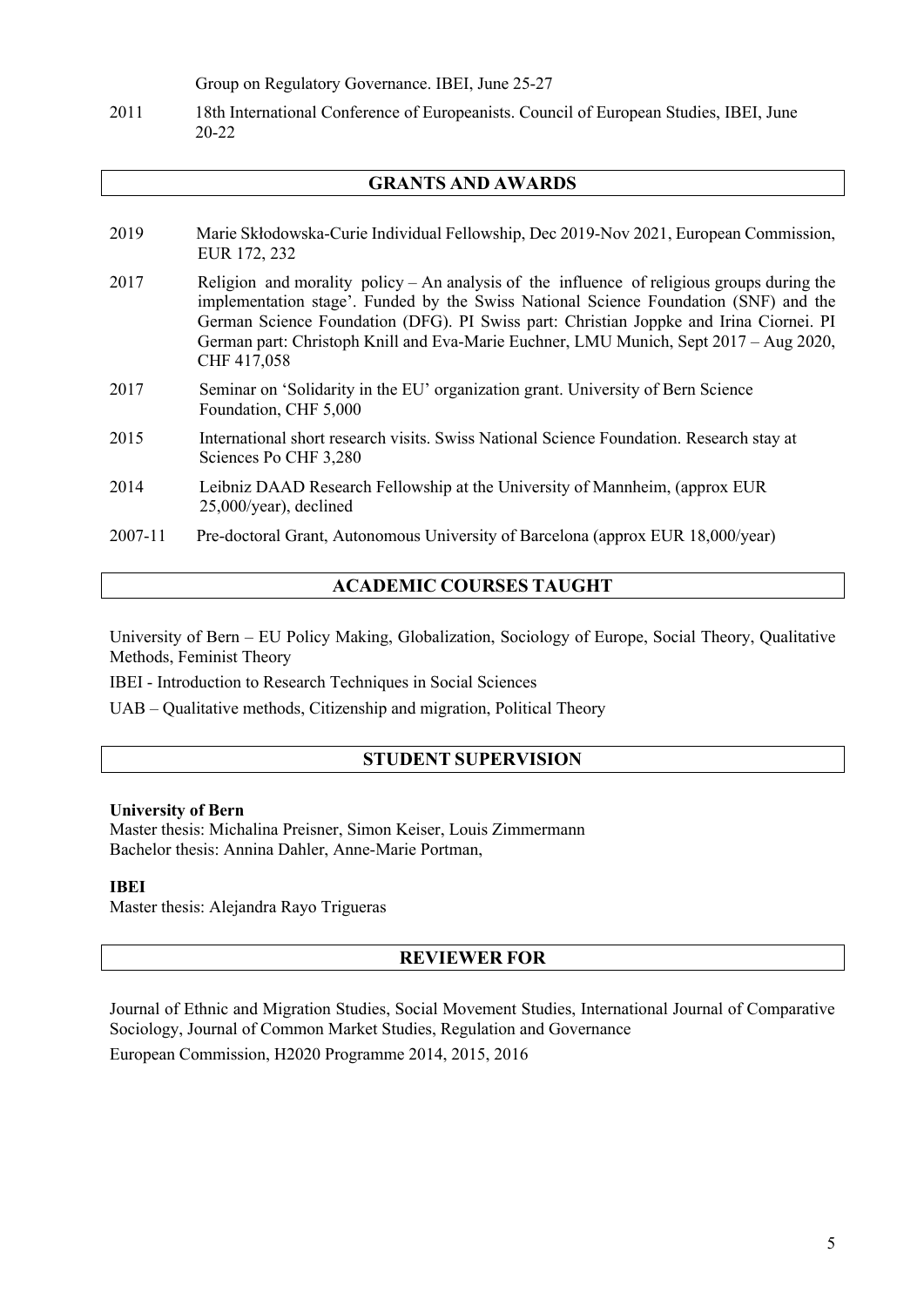Group on Regulatory Governance. IBEI, June 25-27

2011 18th International Conference of Europeanists. Council of European Studies, IBEI, June 20-22

## GRANTS AND AWARDS

2019 Marie Skłodowska-Curie Individual Fellowship, Dec 2019-Nov 2021, European Commission, EUR 172, 232

2017 Religion and morality policy – An analysis of the influence of religious groups during the implementation stage'. Funded by the Swiss National Science Foundation (SNF) and the German Science Foundation (DFG). PI Swiss part: Christian Joppke and Irina Ciornei. PI German part: Christoph Knill and Eva-Marie Euchner, LMU Munich, Sept 2017 – Aug 2020, CHF 417,058

2017 Seminar on 'Solidarity in the EU' organization grant. University of Bern Science Foundation, CHF 5,000

2015 International short research visits. Swiss National Science Foundation. Research stay at Sciences Po CHF 3,280

2014 Leibniz DAAD Research Fellowship at the University of Mannheim, (approx EUR 25,000/year), declined

2007-11 Pre-doctoral Grant, Autonomous University of Barcelona (approx EUR 18,000/year)

## ACADEMIC COURSES TAUGHT

University of Bern – EU Policy Making, Globalization, Sociology of Europe, Social Theory, Qualitative Methods, Feminist Theory

IBEI - Introduction to Research Techniques in Social Sciences

UAB – Qualitative methods, Citizenship and migration, Political Theory

## STUDENT SUPERVISION

**University of Bern**
Master thesis: Michalina Preisner, Simon Keiser, Louis Zimmermann
Bachelor thesis: Annina Dahler, Anne-Marie Portman,

**IBEI**
Master thesis: Alejandra Rayo Trigueras

## REVIEWER FOR

Journal of Ethnic and Migration Studies, Social Movement Studies, International Journal of Comparative Sociology, Journal of Common Market Studies, Regulation and Governance

European Commission, H2020 Programme 2014, 2015, 2016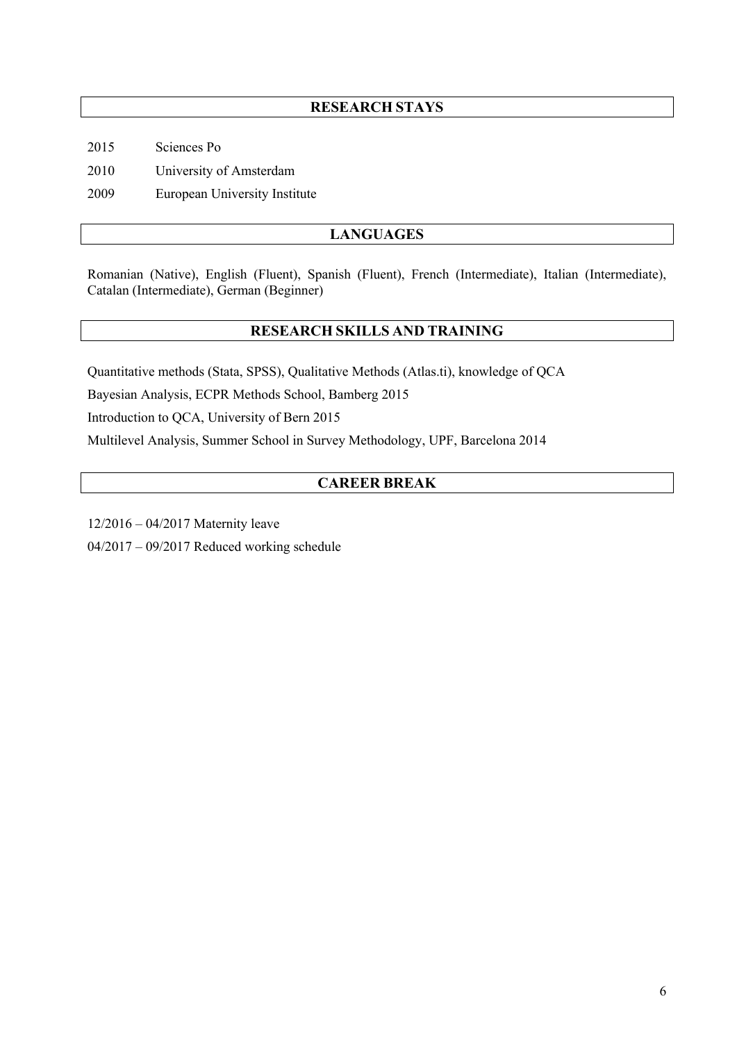## RESEARCH STAYS

2015 Sciences Po

2010 University of Amsterdam

2009 European University Institute

## LANGUAGES

Romanian (Native), English (Fluent), Spanish (Fluent), French (Intermediate), Italian (Intermediate), Catalan (Intermediate), German (Beginner)

## RESEARCH SKILLS AND TRAINING

Quantitative methods (Stata, SPSS), Qualitative Methods (Atlas.ti), knowledge of QCA

Bayesian Analysis, ECPR Methods School, Bamberg 2015

Introduction to QCA, University of Bern 2015

Multilevel Analysis, Summer School in Survey Methodology, UPF, Barcelona 2014

## CAREER BREAK

12/2016 – 04/2017 Maternity leave

04/2017 – 09/2017 Reduced working schedule